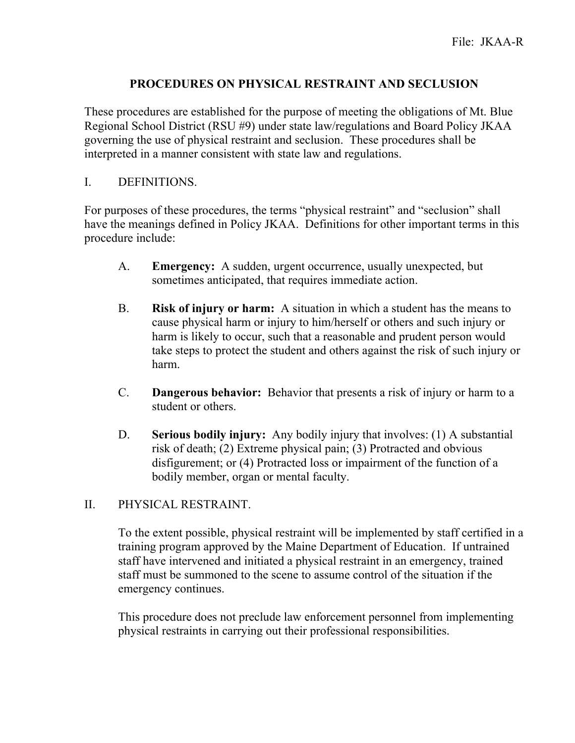File: JKAA-R

# PROCEDURES ON PHYSICAL RESTRAINT AND SECLUSION

These procedures are established for the purpose of meeting the obligations of Mt. Blue Regional School District (RSU #9) under state law/regulations and Board Policy JKAA governing the use of physical restraint and seclusion. These procedures shall be interpreted in a manner consistent with state law and regulations.

## I. DEFINITIONS.

For purposes of these procedures, the terms "physical restraint" and "seclusion" shall have the meanings defined in Policy JKAA. Definitions for other important terms in this procedure include:

A. **Emergency:** A sudden, urgent occurrence, usually unexpected, but sometimes anticipated, that requires immediate action.

B. **Risk of injury or harm:** A situation in which a student has the means to cause physical harm or injury to him/herself or others and such injury or harm is likely to occur, such that a reasonable and prudent person would take steps to protect the student and others against the risk of such injury or harm.

C. **Dangerous behavior:** Behavior that presents a risk of injury or harm to a student or others.

D. **Serious bodily injury:** Any bodily injury that involves: (1) A substantial risk of death; (2) Extreme physical pain; (3) Protracted and obvious disfigurement; or (4) Protracted loss or impairment of the function of a bodily member, organ or mental faculty.

## II. PHYSICAL RESTRAINT.

To the extent possible, physical restraint will be implemented by staff certified in a training program approved by the Maine Department of Education. If untrained staff have intervened and initiated a physical restraint in an emergency, trained staff must be summoned to the scene to assume control of the situation if the emergency continues.

This procedure does not preclude law enforcement personnel from implementing physical restraints in carrying out their professional responsibilities.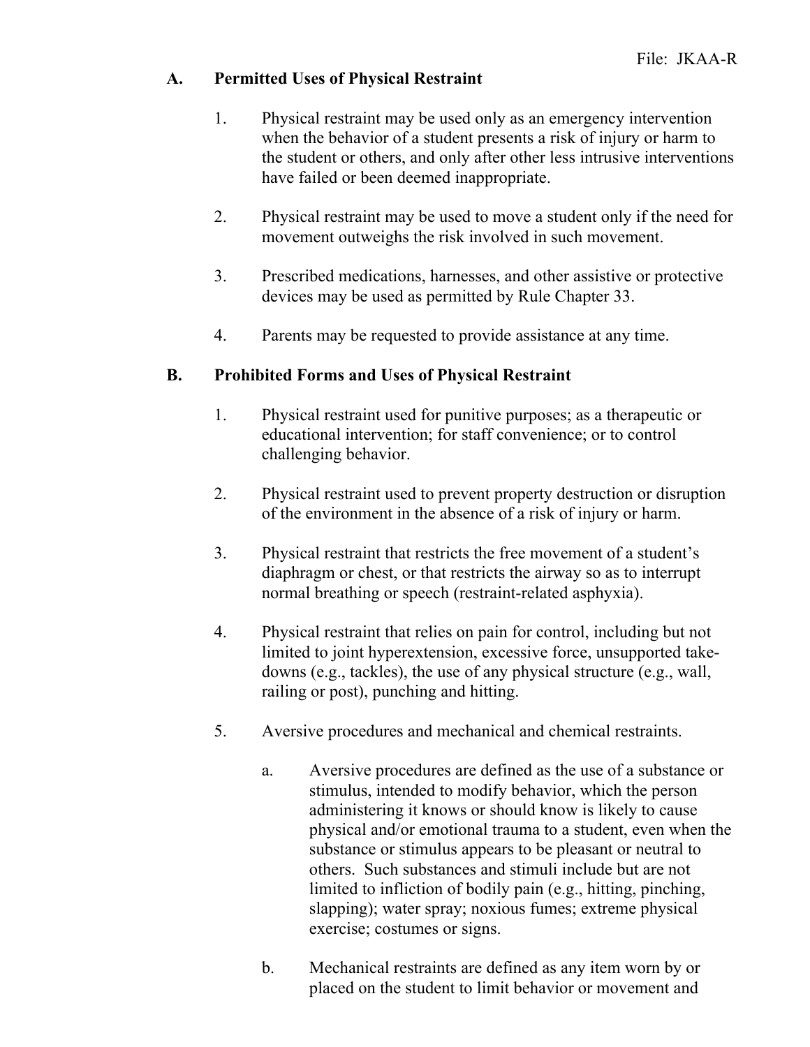## A. Permitted Uses of Physical Restraint

1. Physical restraint may be used only as an emergency intervention when the behavior of a student presents a risk of injury or harm to the student or others, and only after other less intrusive interventions have failed or been deemed inappropriate.

2. Physical restraint may be used to move a student only if the need for movement outweighs the risk involved in such movement.

3. Prescribed medications, harnesses, and other assistive or protective devices may be used as permitted by Rule Chapter 33.

4. Parents may be requested to provide assistance at any time.

## B. Prohibited Forms and Uses of Physical Restraint

1. Physical restraint used for punitive purposes; as a therapeutic or educational intervention; for staff convenience; or to control challenging behavior.

2. Physical restraint used to prevent property destruction or disruption of the environment in the absence of a risk of injury or harm.

3. Physical restraint that restricts the free movement of a student's diaphragm or chest, or that restricts the airway so as to interrupt normal breathing or speech (restraint-related asphyxia).

4. Physical restraint that relies on pain for control, including but not limited to joint hyperextension, excessive force, unsupported take-downs (e.g., tackles), the use of any physical structure (e.g., wall, railing or post), punching and hitting.

5. Aversive procedures and mechanical and chemical restraints.

   a. Aversive procedures are defined as the use of a substance or stimulus, intended to modify behavior, which the person administering it knows or should know is likely to cause physical and/or emotional trauma to a student, even when the substance or stimulus appears to be pleasant or neutral to others. Such substances and stimuli include but are not limited to infliction of bodily pain (e.g., hitting, pinching, slapping); water spray; noxious fumes; extreme physical exercise; costumes or signs.

   b. Mechanical restraints are defined as any item worn by or placed on the student to limit behavior or movement and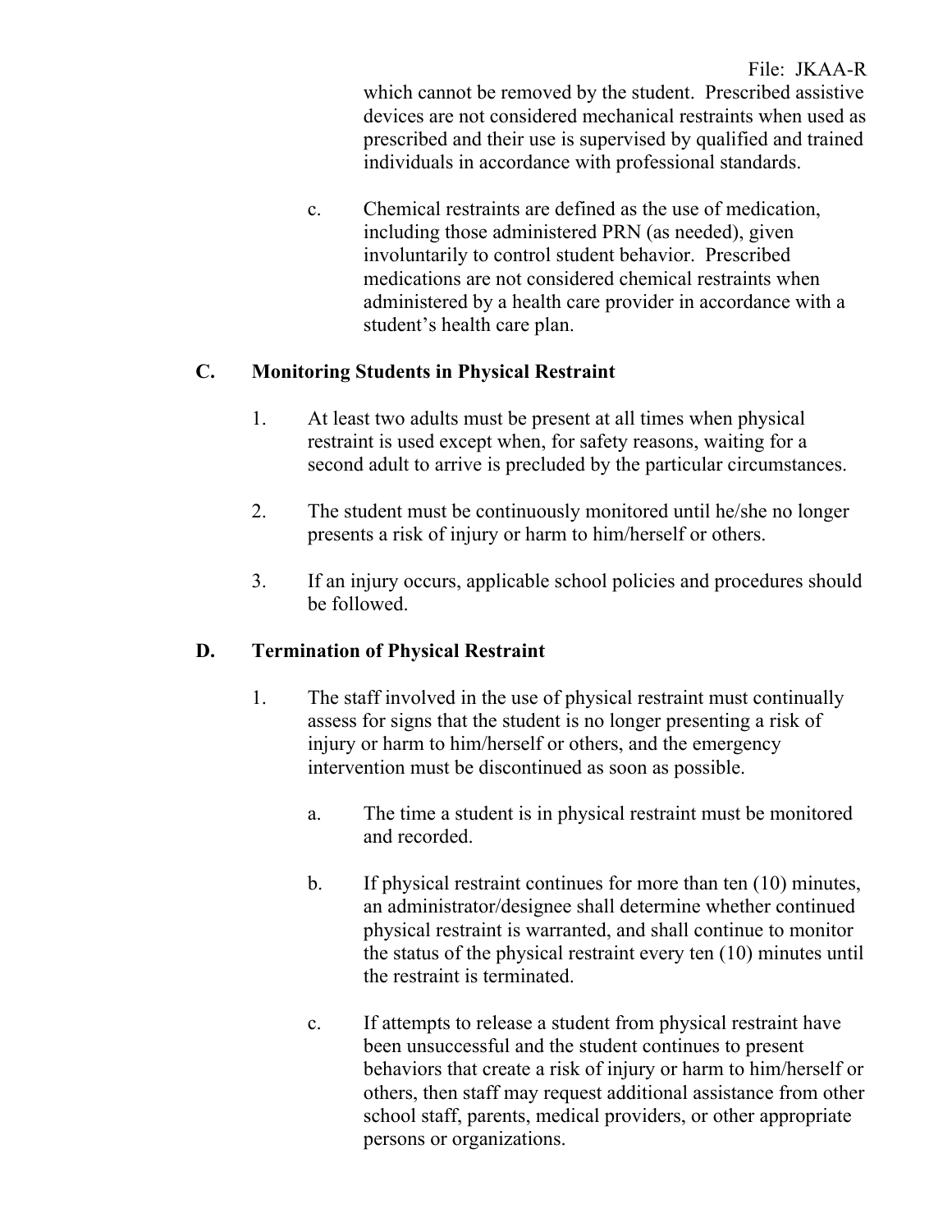which cannot be removed by the student. Prescribed assistive devices are not considered mechanical restraints when used as prescribed and their use is supervised by qualified and trained individuals in accordance with professional standards.

c. Chemical restraints are defined as the use of medication, including those administered PRN (as needed), given involuntarily to control student behavior. Prescribed medications are not considered chemical restraints when administered by a health care provider in accordance with a student's health care plan.

## C. Monitoring Students in Physical Restraint

1. At least two adults must be present at all times when physical restraint is used except when, for safety reasons, waiting for a second adult to arrive is precluded by the particular circumstances.

2. The student must be continuously monitored until he/she no longer presents a risk of injury or harm to him/herself or others.

3. If an injury occurs, applicable school policies and procedures should be followed.

## D. Termination of Physical Restraint

1. The staff involved in the use of physical restraint must continually assess for signs that the student is no longer presenting a risk of injury or harm to him/herself or others, and the emergency intervention must be discontinued as soon as possible.

   a. The time a student is in physical restraint must be monitored and recorded.

   b. If physical restraint continues for more than ten (10) minutes, an administrator/designee shall determine whether continued physical restraint is warranted, and shall continue to monitor the status of the physical restraint every ten (10) minutes until the restraint is terminated.

   c. If attempts to release a student from physical restraint have been unsuccessful and the student continues to present behaviors that create a risk of injury or harm to him/herself or others, then staff may request additional assistance from other school staff, parents, medical providers, or other appropriate persons or organizations.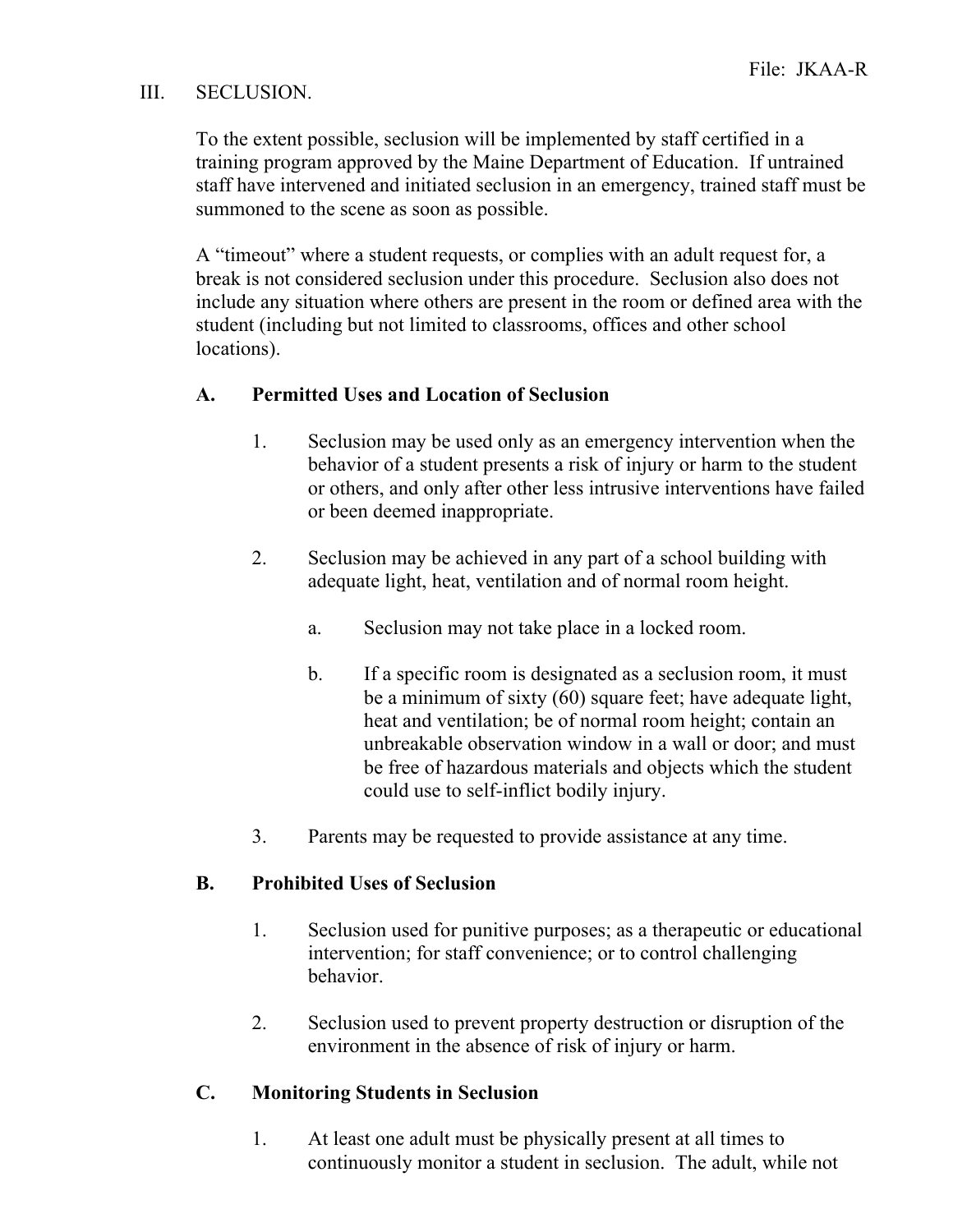## III. SECLUSION.

To the extent possible, seclusion will be implemented by staff certified in a training program approved by the Maine Department of Education. If untrained staff have intervened and initiated seclusion in an emergency, trained staff must be summoned to the scene as soon as possible.

A "timeout" where a student requests, or complies with an adult request for, a break is not considered seclusion under this procedure. Seclusion also does not include any situation where others are present in the room or defined area with the student (including but not limited to classrooms, offices and other school locations).

### A. Permitted Uses and Location of Seclusion

1. Seclusion may be used only as an emergency intervention when the behavior of a student presents a risk of injury or harm to the student or others, and only after other less intrusive interventions have failed or been deemed inappropriate.

2. Seclusion may be achieved in any part of a school building with adequate light, heat, ventilation and of normal room height.

   a. Seclusion may not take place in a locked room.

   b. If a specific room is designated as a seclusion room, it must be a minimum of sixty (60) square feet; have adequate light, heat and ventilation; be of normal room height; contain an unbreakable observation window in a wall or door; and must be free of hazardous materials and objects which the student could use to self-inflict bodily injury.

3. Parents may be requested to provide assistance at any time.

### B. Prohibited Uses of Seclusion

1. Seclusion used for punitive purposes; as a therapeutic or educational intervention; for staff convenience; or to control challenging behavior.

2. Seclusion used to prevent property destruction or disruption of the environment in the absence of risk of injury or harm.

### C. Monitoring Students in Seclusion

1. At least one adult must be physically present at all times to continuously monitor a student in seclusion. The adult, while not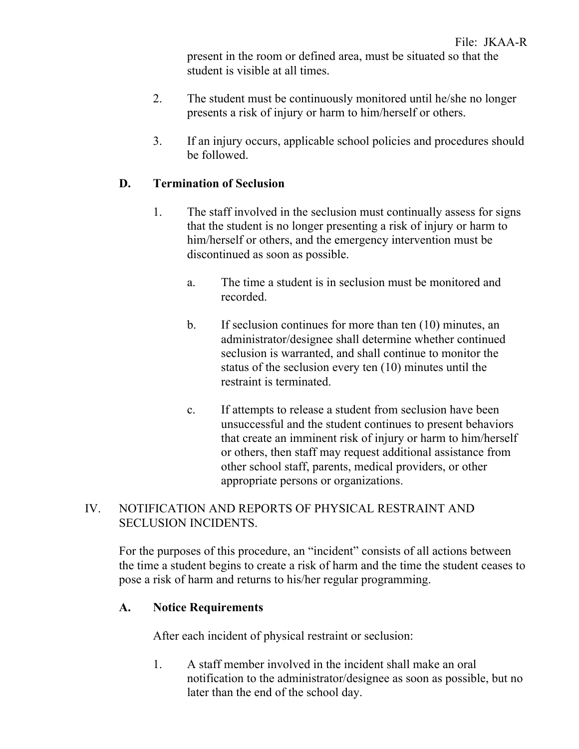present in the room or defined area, must be situated so that the student is visible at all times.

2. The student must be continuously monitored until he/she no longer presents a risk of injury or harm to him/herself or others.

3. If an injury occurs, applicable school policies and procedures should be followed.

**D. Termination of Seclusion**

1. The staff involved in the seclusion must continually assess for signs that the student is no longer presenting a risk of injury or harm to him/herself or others, and the emergency intervention must be discontinued as soon as possible.

   a. The time a student is in seclusion must be monitored and recorded.

   b. If seclusion continues for more than ten (10) minutes, an administrator/designee shall determine whether continued seclusion is warranted, and shall continue to monitor the status of the seclusion every ten (10) minutes until the restraint is terminated.

   c. If attempts to release a student from seclusion have been unsuccessful and the student continues to present behaviors that create an imminent risk of injury or harm to him/herself or others, then staff may request additional assistance from other school staff, parents, medical providers, or other appropriate persons or organizations.

IV. NOTIFICATION AND REPORTS OF PHYSICAL RESTRAINT AND SECLUSION INCIDENTS.

For the purposes of this procedure, an "incident" consists of all actions between the time a student begins to create a risk of harm and the time the student ceases to pose a risk of harm and returns to his/her regular programming.

**A. Notice Requirements**

After each incident of physical restraint or seclusion:

1. A staff member involved in the incident shall make an oral notification to the administrator/designee as soon as possible, but no later than the end of the school day.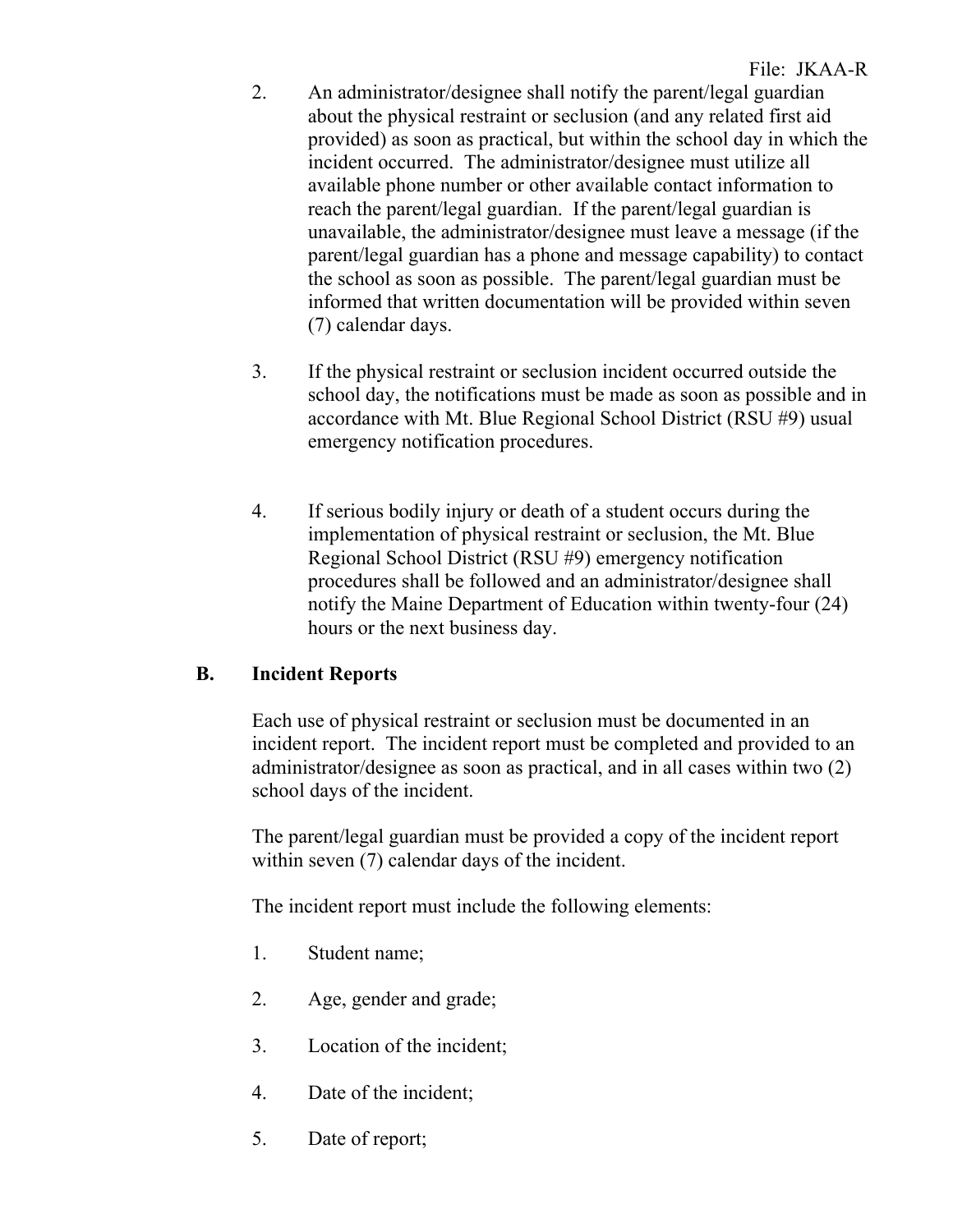2. An administrator/designee shall notify the parent/legal guardian about the physical restraint or seclusion (and any related first aid provided) as soon as practical, but within the school day in which the incident occurred. The administrator/designee must utilize all available phone number or other available contact information to reach the parent/legal guardian. If the parent/legal guardian is unavailable, the administrator/designee must leave a message (if the parent/legal guardian has a phone and message capability) to contact the school as soon as possible. The parent/legal guardian must be informed that written documentation will be provided within seven (7) calendar days.

3. If the physical restraint or seclusion incident occurred outside the school day, the notifications must be made as soon as possible and in accordance with Mt. Blue Regional School District (RSU #9) usual emergency notification procedures.

4. If serious bodily injury or death of a student occurs during the implementation of physical restraint or seclusion, the Mt. Blue Regional School District (RSU #9) emergency notification procedures shall be followed and an administrator/designee shall notify the Maine Department of Education within twenty-four (24) hours or the next business day.

## B. Incident Reports

Each use of physical restraint or seclusion must be documented in an incident report. The incident report must be completed and provided to an administrator/designee as soon as practical, and in all cases within two (2) school days of the incident.

The parent/legal guardian must be provided a copy of the incident report within seven (7) calendar days of the incident.

The incident report must include the following elements:

1. Student name;

2. Age, gender and grade;

3. Location of the incident;

4. Date of the incident;

5. Date of report;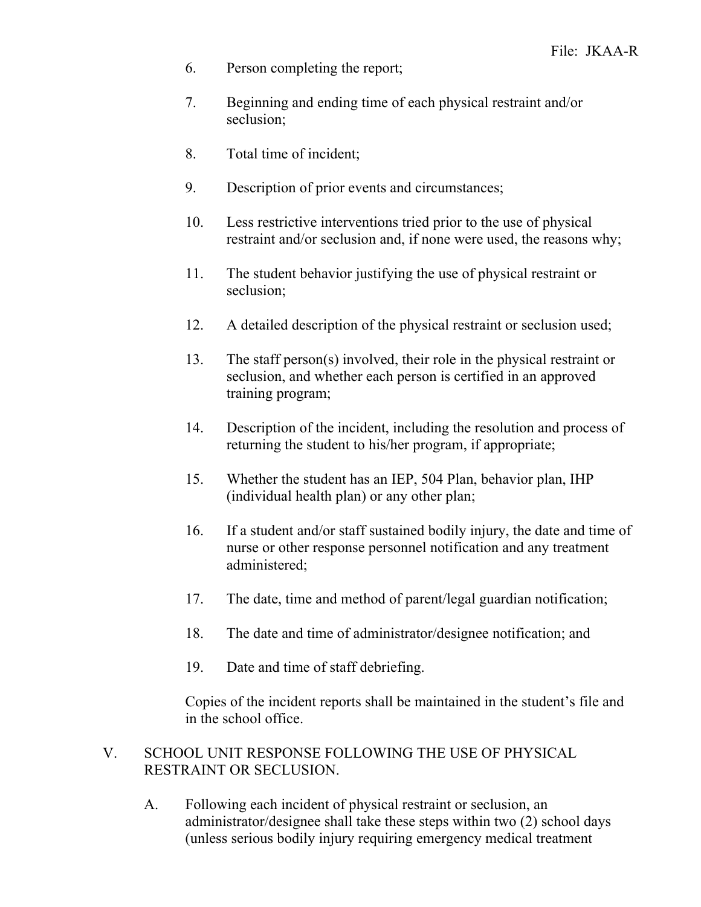6. Person completing the report;

7. Beginning and ending time of each physical restraint and/or seclusion;

8. Total time of incident;

9. Description of prior events and circumstances;

10. Less restrictive interventions tried prior to the use of physical restraint and/or seclusion and, if none were used, the reasons why;

11. The student behavior justifying the use of physical restraint or seclusion;

12. A detailed description of the physical restraint or seclusion used;

13. The staff person(s) involved, their role in the physical restraint or seclusion, and whether each person is certified in an approved training program;

14. Description of the incident, including the resolution and process of returning the student to his/her program, if appropriate;

15. Whether the student has an IEP, 504 Plan, behavior plan, IHP (individual health plan) or any other plan;

16. If a student and/or staff sustained bodily injury, the date and time of nurse or other response personnel notification and any treatment administered;

17. The date, time and method of parent/legal guardian notification;

18. The date and time of administrator/designee notification; and

19. Date and time of staff debriefing.

Copies of the incident reports shall be maintained in the student's file and in the school office.

## V. SCHOOL UNIT RESPONSE FOLLOWING THE USE OF PHYSICAL RESTRAINT OR SECLUSION.

A. Following each incident of physical restraint or seclusion, an administrator/designee shall take these steps within two (2) school days (unless serious bodily injury requiring emergency medical treatment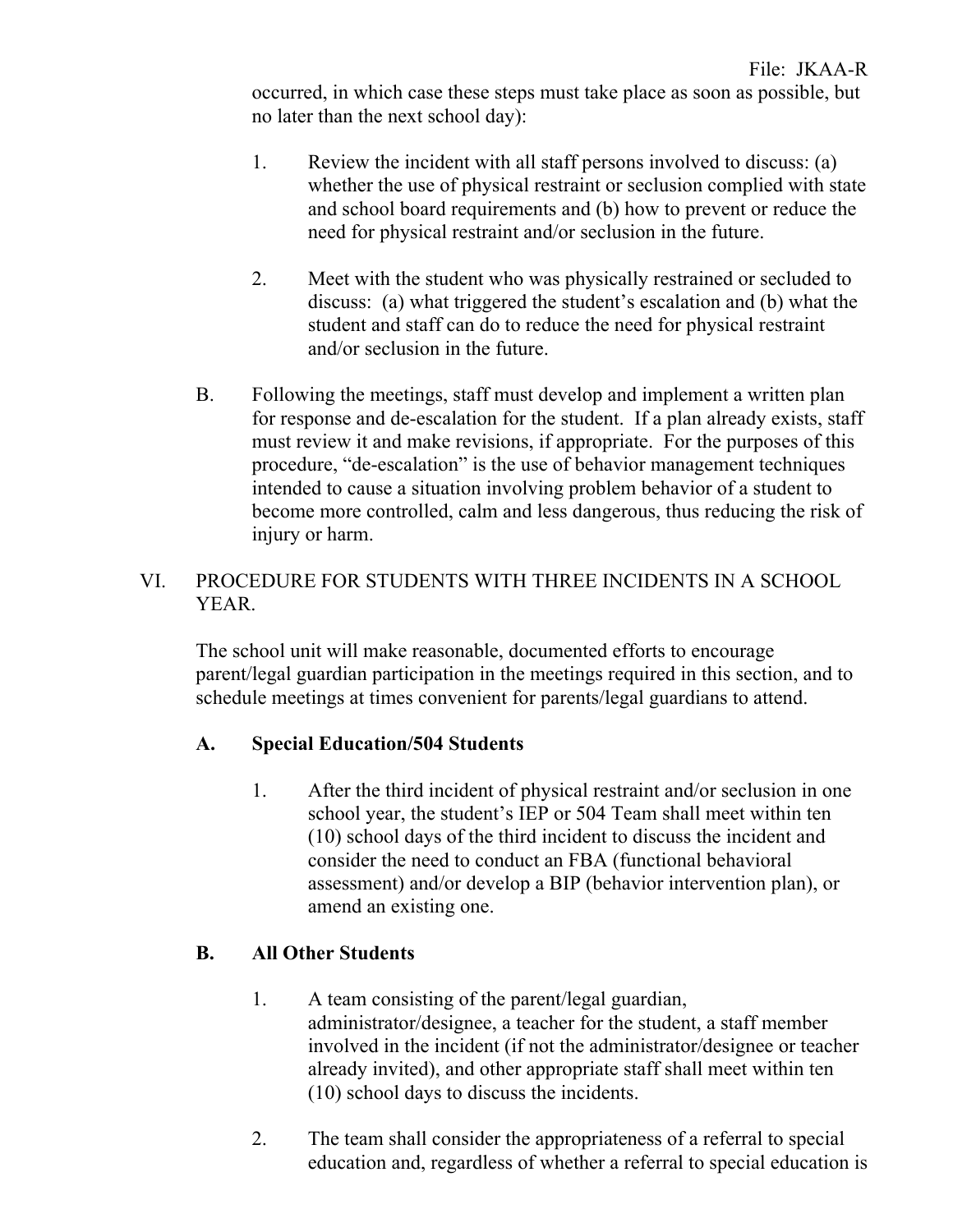occurred, in which case these steps must take place as soon as possible, but no later than the next school day):

1. Review the incident with all staff persons involved to discuss: (a) whether the use of physical restraint or seclusion complied with state and school board requirements and (b) how to prevent or reduce the need for physical restraint and/or seclusion in the future.

2. Meet with the student who was physically restrained or secluded to discuss: (a) what triggered the student's escalation and (b) what the student and staff can do to reduce the need for physical restraint and/or seclusion in the future.

B. Following the meetings, staff must develop and implement a written plan for response and de-escalation for the student. If a plan already exists, staff must review it and make revisions, if appropriate. For the purposes of this procedure, "de-escalation" is the use of behavior management techniques intended to cause a situation involving problem behavior of a student to become more controlled, calm and less dangerous, thus reducing the risk of injury or harm.

VI. PROCEDURE FOR STUDENTS WITH THREE INCIDENTS IN A SCHOOL YEAR.

The school unit will make reasonable, documented efforts to encourage parent/legal guardian participation in the meetings required in this section, and to schedule meetings at times convenient for parents/legal guardians to attend.

**A. Special Education/504 Students**

1. After the third incident of physical restraint and/or seclusion in one school year, the student's IEP or 504 Team shall meet within ten (10) school days of the third incident to discuss the incident and consider the need to conduct an FBA (functional behavioral assessment) and/or develop a BIP (behavior intervention plan), or amend an existing one.

**B. All Other Students**

1. A team consisting of the parent/legal guardian, administrator/designee, a teacher for the student, a staff member involved in the incident (if not the administrator/designee or teacher already invited), and other appropriate staff shall meet within ten (10) school days to discuss the incidents.

2. The team shall consider the appropriateness of a referral to special education and, regardless of whether a referral to special education is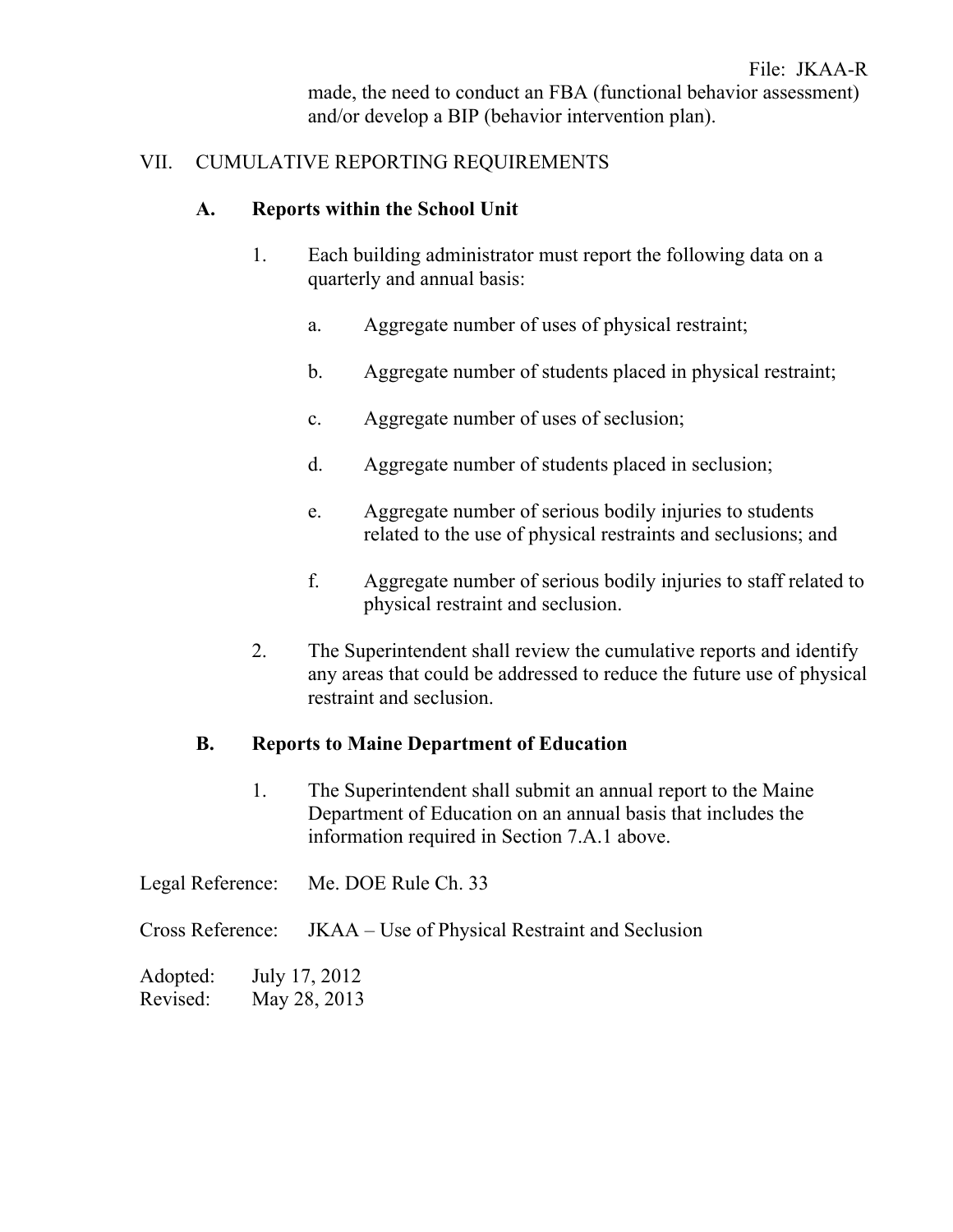made, the need to conduct an FBA (functional behavior assessment) and/or develop a BIP (behavior intervention plan).

## VII. CUMULATIVE REPORTING REQUIREMENTS

### A. Reports within the School Unit

1. Each building administrator must report the following data on a quarterly and annual basis:

   a. Aggregate number of uses of physical restraint;

   b. Aggregate number of students placed in physical restraint;

   c. Aggregate number of uses of seclusion;

   d. Aggregate number of students placed in seclusion;

   e. Aggregate number of serious bodily injuries to students related to the use of physical restraints and seclusions; and

   f. Aggregate number of serious bodily injuries to staff related to physical restraint and seclusion.

2. The Superintendent shall review the cumulative reports and identify any areas that could be addressed to reduce the future use of physical restraint and seclusion.

### B. Reports to Maine Department of Education

1. The Superintendent shall submit an annual report to the Maine Department of Education on an annual basis that includes the information required in Section 7.A.1 above.

Legal Reference: Me. DOE Rule Ch. 33

Cross Reference: JKAA – Use of Physical Restraint and Seclusion

Adopted: July 17, 2012
Revised: May 28, 2013